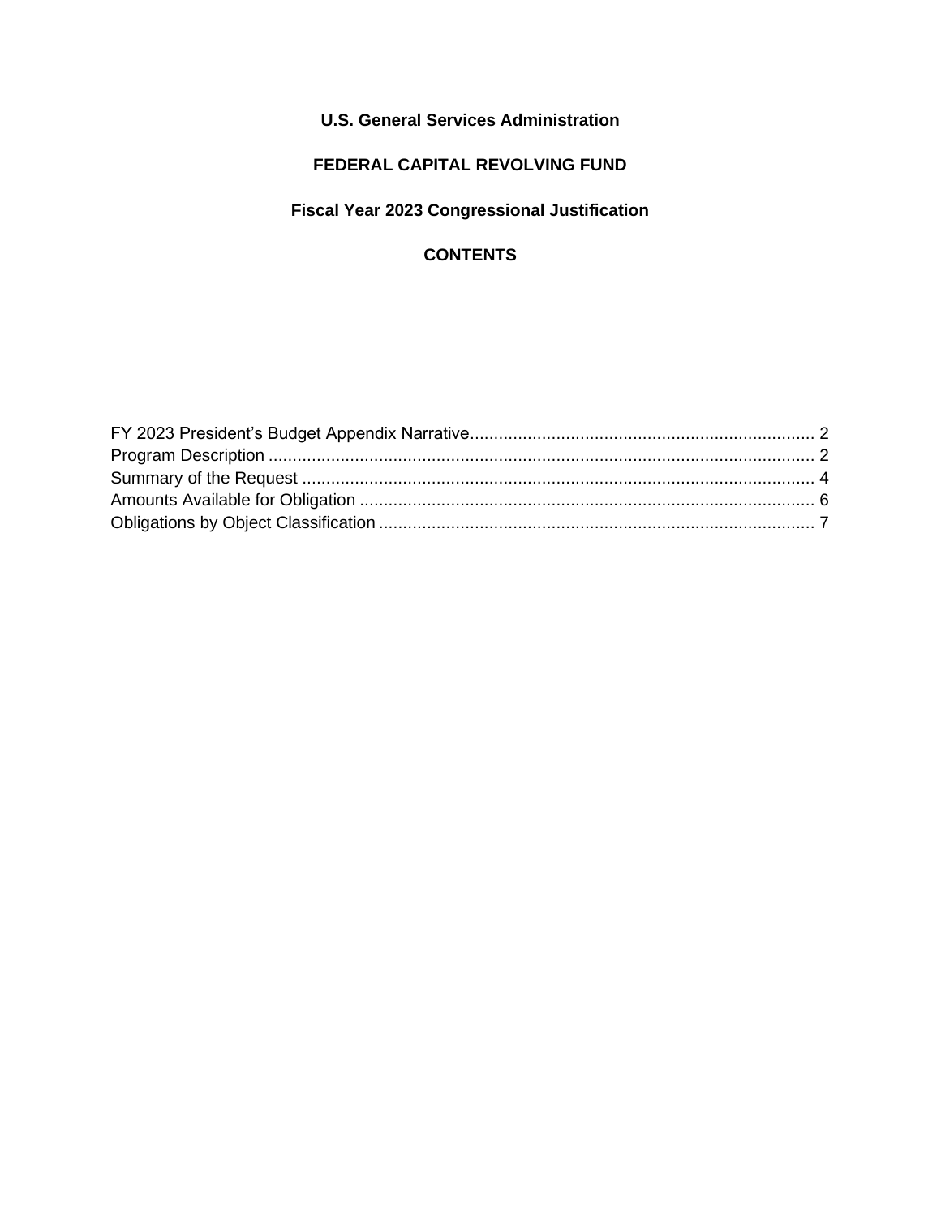**U.S. General Services Administration**

**FEDERAL CAPITAL REVOLVING FUND**

**Fiscal Year 2023 Congressional Justification**

**CONTENTS**

FY 2023 President's Budget Appendix Narrative........................................................................ 2
Program Description .................................................................................................................. 2
Summary of the Request ........................................................................................................... 4
Amounts Available for Obligation ............................................................................................... 6
Obligations by Object Classification ........................................................................................... 7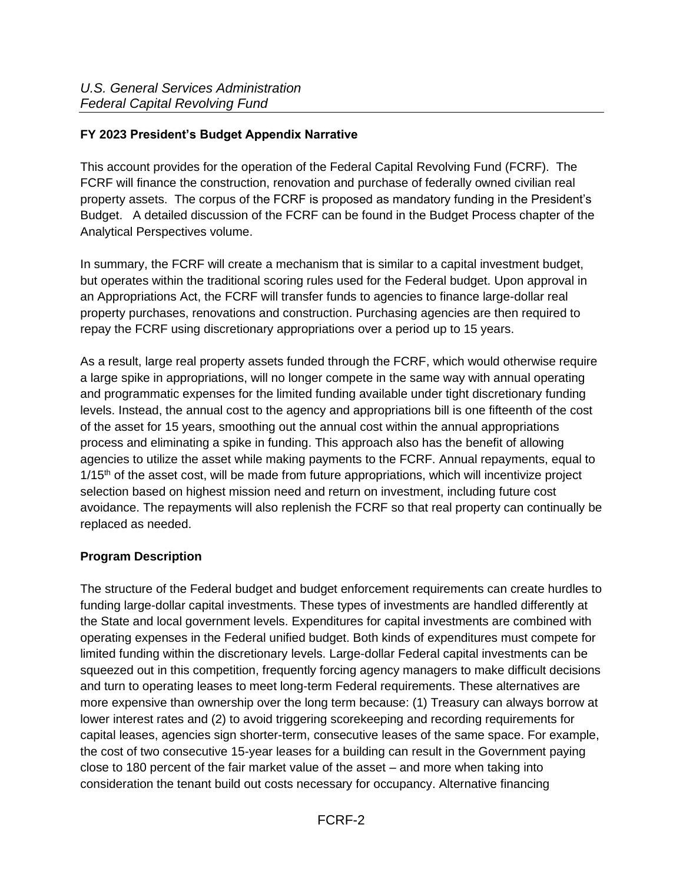*U.S. General Services Administration*
*Federal Capital Revolving Fund*

**FY 2023 President's Budget Appendix Narrative**

This account provides for the operation of the Federal Capital Revolving Fund (FCRF). The FCRF will finance the construction, renovation and purchase of federally owned civilian real property assets. The corpus of the FCRF is proposed as mandatory funding in the President's Budget. A detailed discussion of the FCRF can be found in the Budget Process chapter of the Analytical Perspectives volume.

In summary, the FCRF will create a mechanism that is similar to a capital investment budget, but operates within the traditional scoring rules used for the Federal budget. Upon approval in an Appropriations Act, the FCRF will transfer funds to agencies to finance large-dollar real property purchases, renovations and construction. Purchasing agencies are then required to repay the FCRF using discretionary appropriations over a period up to 15 years.

As a result, large real property assets funded through the FCRF, which would otherwise require a large spike in appropriations, will no longer compete in the same way with annual operating and programmatic expenses for the limited funding available under tight discretionary funding levels. Instead, the annual cost to the agency and appropriations bill is one fifteenth of the cost of the asset for 15 years, smoothing out the annual cost within the annual appropriations process and eliminating a spike in funding. This approach also has the benefit of allowing agencies to utilize the asset while making payments to the FCRF. Annual repayments, equal to 1/15th of the asset cost, will be made from future appropriations, which will incentivize project selection based on highest mission need and return on investment, including future cost avoidance. The repayments will also replenish the FCRF so that real property can continually be replaced as needed.

**Program Description**

The structure of the Federal budget and budget enforcement requirements can create hurdles to funding large-dollar capital investments. These types of investments are handled differently at the State and local government levels. Expenditures for capital investments are combined with operating expenses in the Federal unified budget. Both kinds of expenditures must compete for limited funding within the discretionary levels. Large-dollar Federal capital investments can be squeezed out in this competition, frequently forcing agency managers to make difficult decisions and turn to operating leases to meet long-term Federal requirements. These alternatives are more expensive than ownership over the long term because: (1) Treasury can always borrow at lower interest rates and (2) to avoid triggering scorekeeping and recording requirements for capital leases, agencies sign shorter-term, consecutive leases of the same space. For example, the cost of two consecutive 15-year leases for a building can result in the Government paying close to 180 percent of the fair market value of the asset – and more when taking into consideration the tenant build out costs necessary for occupancy. Alternative financing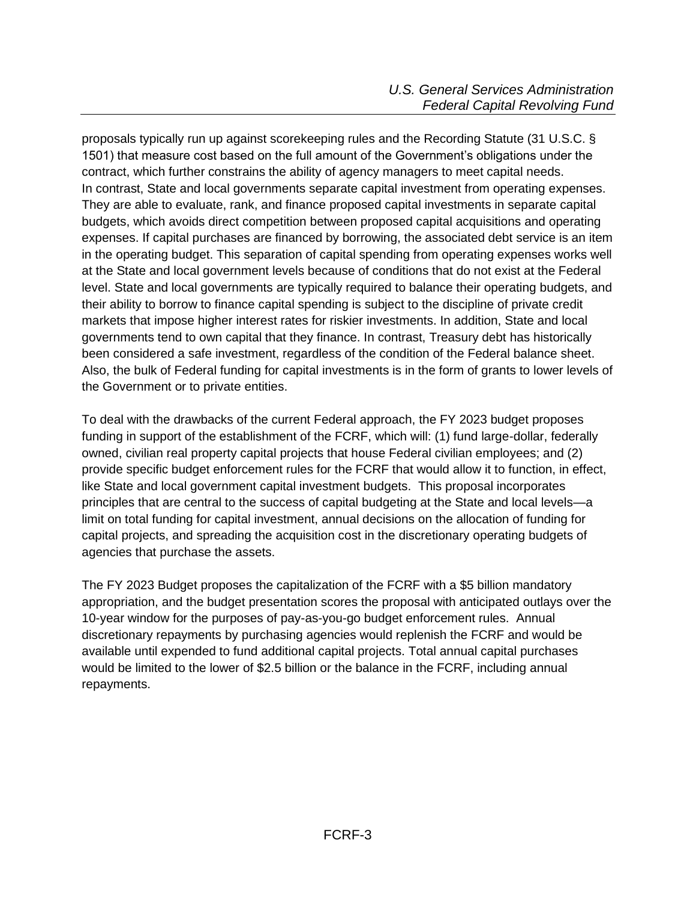proposals typically run up against scorekeeping rules and the Recording Statute (31 U.S.C. § 1501) that measure cost based on the full amount of the Government's obligations under the contract, which further constrains the ability of agency managers to meet capital needs.
In contrast, State and local governments separate capital investment from operating expenses. They are able to evaluate, rank, and finance proposed capital investments in separate capital budgets, which avoids direct competition between proposed capital acquisitions and operating expenses. If capital purchases are financed by borrowing, the associated debt service is an item in the operating budget. This separation of capital spending from operating expenses works well at the State and local government levels because of conditions that do not exist at the Federal level. State and local governments are typically required to balance their operating budgets, and their ability to borrow to finance capital spending is subject to the discipline of private credit markets that impose higher interest rates for riskier investments. In addition, State and local governments tend to own capital that they finance. In contrast, Treasury debt has historically been considered a safe investment, regardless of the condition of the Federal balance sheet. Also, the bulk of Federal funding for capital investments is in the form of grants to lower levels of the Government or to private entities.

To deal with the drawbacks of the current Federal approach, the FY 2023 budget proposes funding in support of the establishment of the FCRF, which will: (1) fund large-dollar, federally owned, civilian real property capital projects that house Federal civilian employees; and (2) provide specific budget enforcement rules for the FCRF that would allow it to function, in effect, like State and local government capital investment budgets. This proposal incorporates principles that are central to the success of capital budgeting at the State and local levels—a limit on total funding for capital investment, annual decisions on the allocation of funding for capital projects, and spreading the acquisition cost in the discretionary operating budgets of agencies that purchase the assets.

The FY 2023 Budget proposes the capitalization of the FCRF with a $5 billion mandatory appropriation, and the budget presentation scores the proposal with anticipated outlays over the 10-year window for the purposes of pay-as-you-go budget enforcement rules. Annual discretionary repayments by purchasing agencies would replenish the FCRF and would be available until expended to fund additional capital projects. Total annual capital purchases would be limited to the lower of $2.5 billion or the balance in the FCRF, including annual repayments.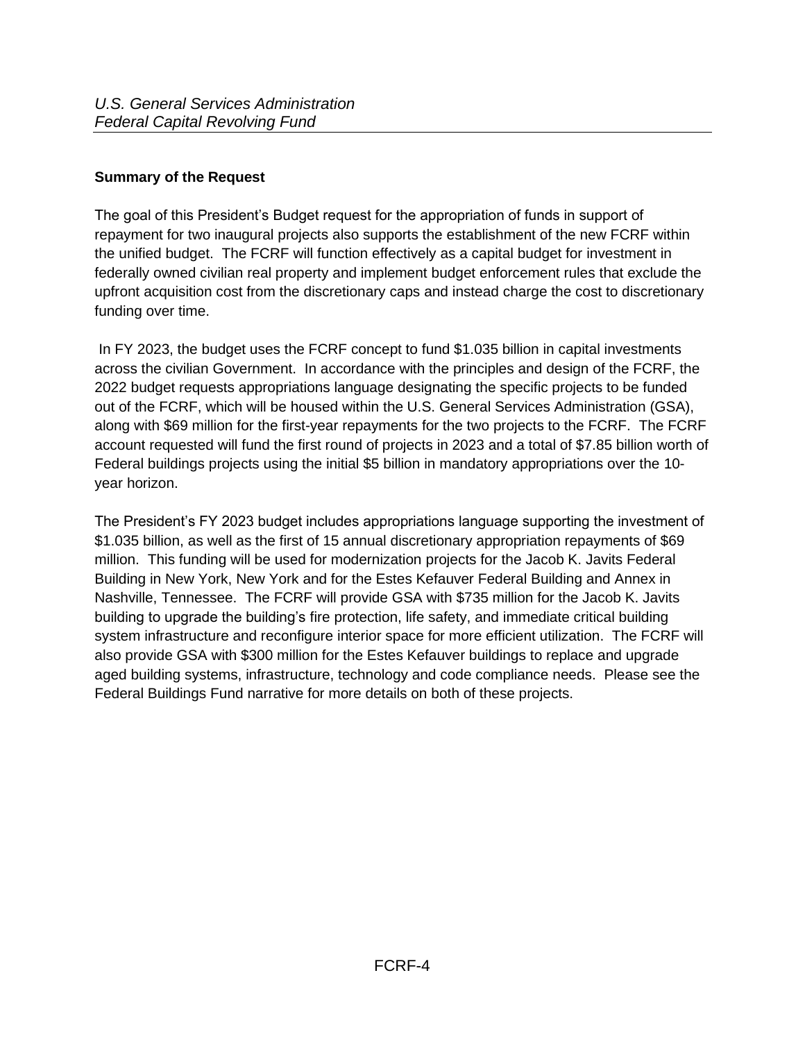## Summary of the Request

The goal of this President's Budget request for the appropriation of funds in support of repayment for two inaugural projects also supports the establishment of the new FCRF within the unified budget. The FCRF will function effectively as a capital budget for investment in federally owned civilian real property and implement budget enforcement rules that exclude the upfront acquisition cost from the discretionary caps and instead charge the cost to discretionary funding over time.

In FY 2023, the budget uses the FCRF concept to fund $1.035 billion in capital investments across the civilian Government. In accordance with the principles and design of the FCRF, the 2022 budget requests appropriations language designating the specific projects to be funded out of the FCRF, which will be housed within the U.S. General Services Administration (GSA), along with $69 million for the first-year repayments for the two projects to the FCRF. The FCRF account requested will fund the first round of projects in 2023 and a total of $7.85 billion worth of Federal buildings projects using the initial $5 billion in mandatory appropriations over the 10-year horizon.

The President's FY 2023 budget includes appropriations language supporting the investment of $1.035 billion, as well as the first of 15 annual discretionary appropriation repayments of $69 million. This funding will be used for modernization projects for the Jacob K. Javits Federal Building in New York, New York and for the Estes Kefauver Federal Building and Annex in Nashville, Tennessee. The FCRF will provide GSA with $735 million for the Jacob K. Javits building to upgrade the building's fire protection, life safety, and immediate critical building system infrastructure and reconfigure interior space for more efficient utilization. The FCRF will also provide GSA with $300 million for the Estes Kefauver buildings to replace and upgrade aged building systems, infrastructure, technology and code compliance needs. Please see the Federal Buildings Fund narrative for more details on both of these projects.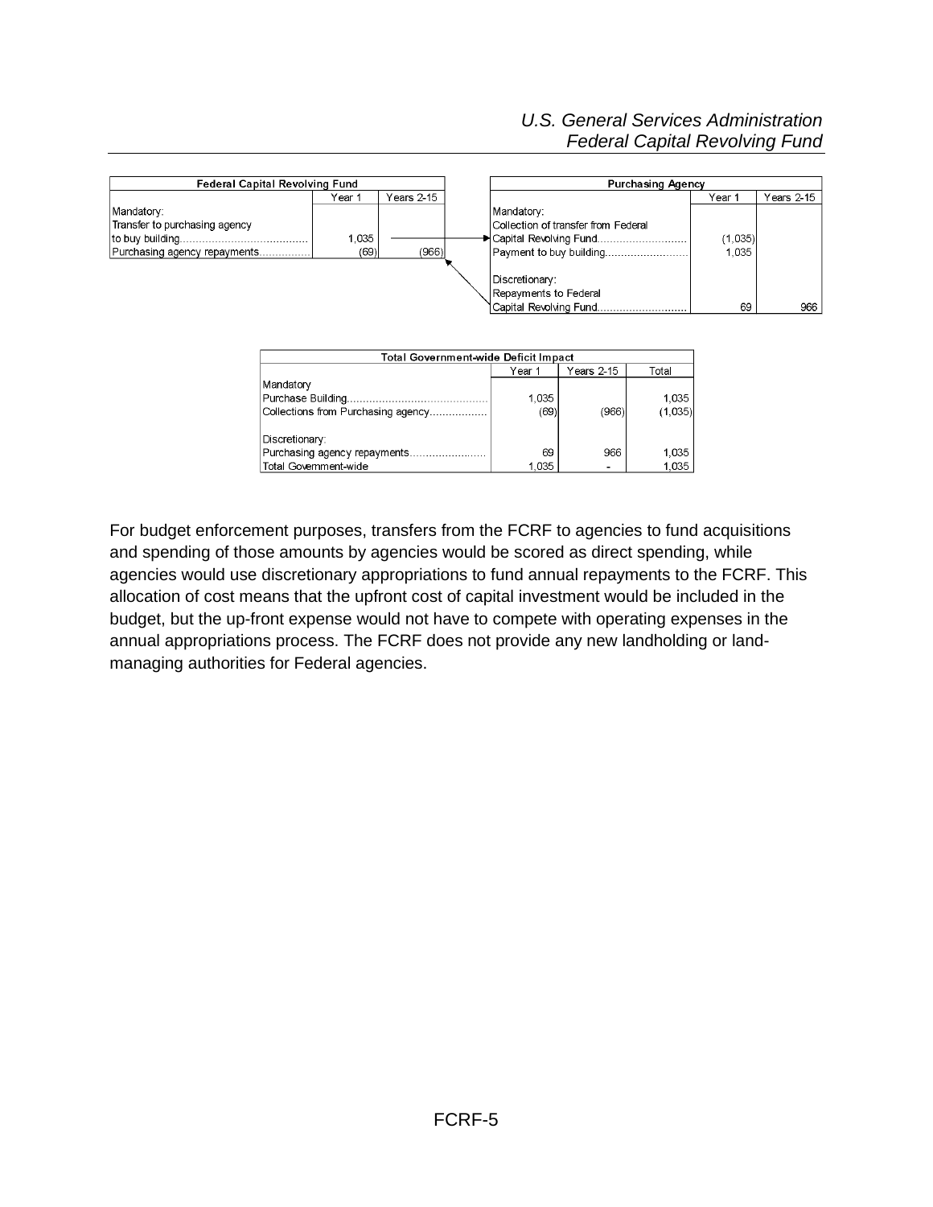| Federal Capital Revolving Fund | Year 1 | Years 2-15 |
|---|---|---|
| Mandatory: | | |
| Transfer to purchasing agency to buy building | 1,035 | |
| Purchasing agency repayments | (69) | (966) |

| Purchasing Agency | Year 1 | Years 2-15 |
|---|---|---|
| Mandatory: | | |
| Collection of transfer from Federal Capital Revolving Fund | (1,035) | |
| Payment to buy building | 1,035 | |
| Discretionary: | | |
| Repayments to Federal Capital Revolving Fund | 69 | 966 |

| Total Government-wide Deficit Impact | Year 1 | Years 2-15 | Total |
|---|---|---|---|
| Mandatory | | | |
| Purchase Building | 1,035 | | 1,035 |
| Collections from Purchasing agency | (69) | (966) | (1,035) |
| Discretionary: | | | |
| Purchasing agency repayments | 69 | 966 | 1,035 |
| Total Government-wide | 1,035 | - | 1,035 |

For budget enforcement purposes, transfers from the FCRF to agencies to fund acquisitions and spending of those amounts by agencies would be scored as direct spending, while agencies would use discretionary appropriations to fund annual repayments to the FCRF. This allocation of cost means that the upfront cost of capital investment would be included in the budget, but the up-front expense would not have to compete with operating expenses in the annual appropriations process. The FCRF does not provide any new landholding or land-managing authorities for Federal agencies.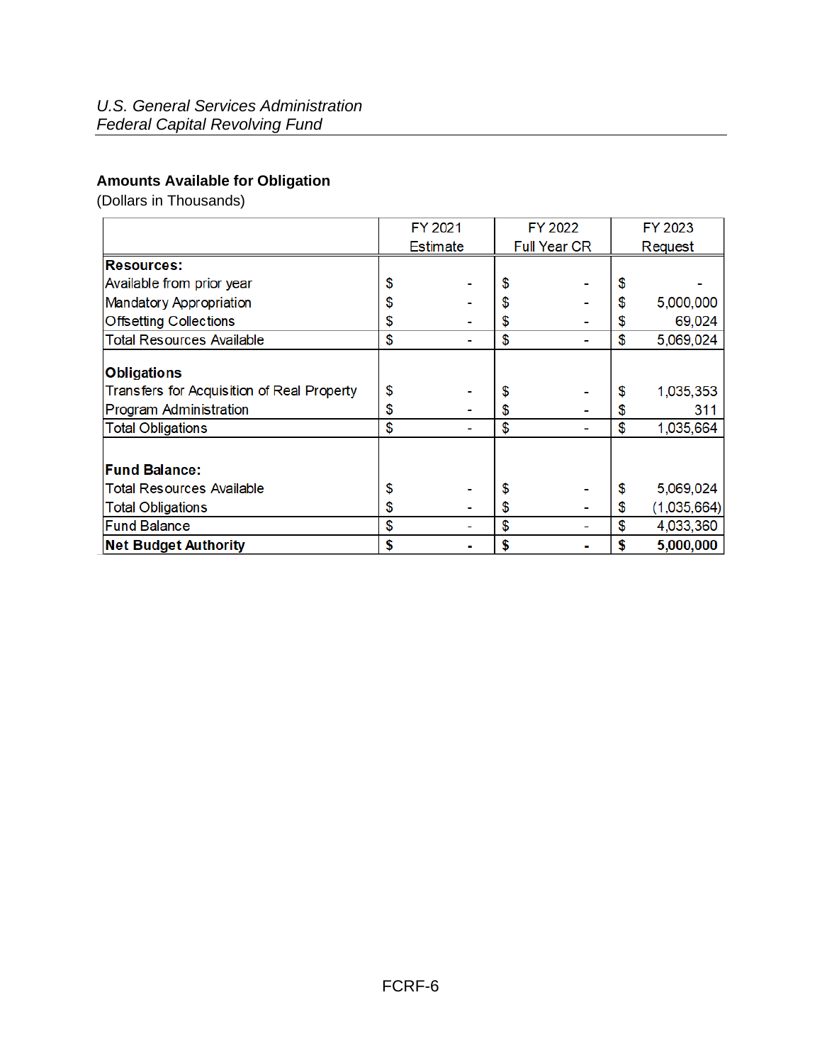## Amounts Available for Obligation

(Dollars in Thousands)

| | FY 2021 Estimate | FY 2022 Full Year CR | FY 2023 Request |
|---|---|---|---|
| **Resources:** | | | |
| Available from prior year | $ - | $ - | $ - |
| Mandatory Appropriation | $ - | $ - | $ 5,000,000 |
| Offsetting Collections | $ - | $ - | $ 69,024 |
| Total Resources Available | $ - | $ - | $ 5,069,024 |
| **Obligations** | | | |
| Transfers for Acquisition of Real Property | $ - | $ - | $ 1,035,353 |
| Program Administration | $ - | $ - | $ 311 |
| Total Obligations | $ - | $ - | $ 1,035,664 |
| **Fund Balance:** | | | |
| Total Resources Available | $ - | $ - | $ 5,069,024 |
| Total Obligations | $ - | $ - | $ (1,035,664) |
| Fund Balance | $ - | $ - | $ 4,033,360 |
| **Net Budget Authority** | **$ -** | **$ -** | **$ 5,000,000** |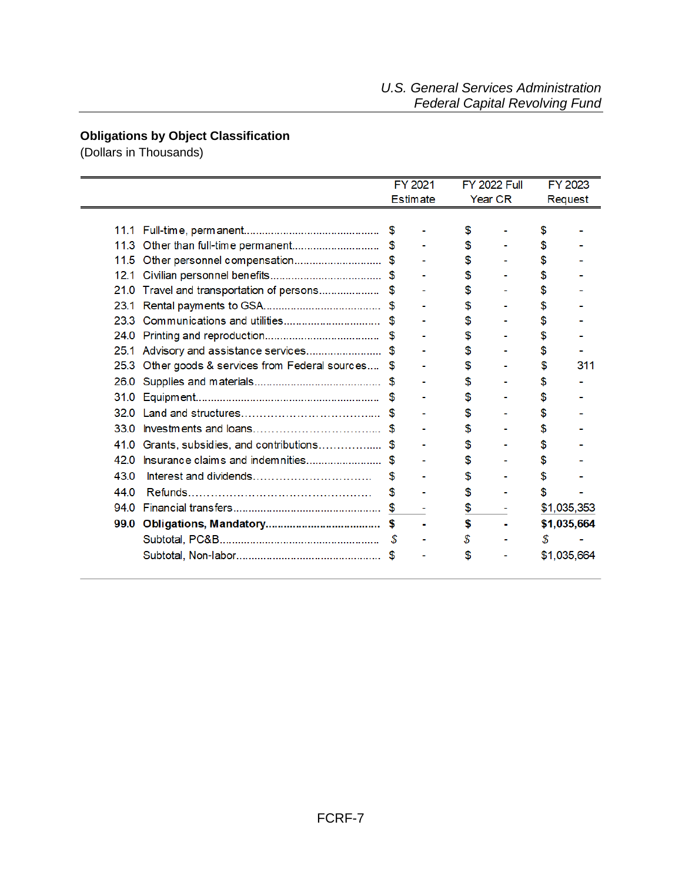## Obligations by Object Classification

(Dollars in Thousands)

| | | FY 2021 Estimate | FY 2022 Full Year CR | FY 2023 Request |
|---|---|---|---|---|
| 11.1 | Full-time, permanent | $ - | $ - | $ - |
| 11.3 | Other than full-time permanent | $ - | $ - | $ - |
| 11.5 | Other personnel compensation | $ - | $ - | $ - |
| 12.1 | Civilian personnel benefits | $ - | $ - | $ - |
| 21.0 | Travel and transportation of persons | $ - | $ - | $ - |
| 23.1 | Rental payments to GSA | $ - | $ - | $ - |
| 23.3 | Communications and utilities | $ - | $ - | $ - |
| 24.0 | Printing and reproduction | $ - | $ - | $ - |
| 25.1 | Advisory and assistance services | $ - | $ - | $ - |
| 25.3 | Other goods & services from Federal sources | $ - | $ - | $ 311 |
| 26.0 | Supplies and materials | $ - | $ - | $ - |
| 31.0 | Equipment | $ - | $ - | $ - |
| 32.0 | Land and structures | $ - | $ - | $ - |
| 33.0 | Investments and loans | $ - | $ - | $ - |
| 41.0 | Grants, subsidies, and contributions | $ - | $ - | $ - |
| 42.0 | Insurance claims and indemnities | $ - | $ - | $ - |
| 43.0 | Interest and dividends | $ - | $ - | $ - |
| 44.0 | Refunds | $ - | $ - | $ - |
| 94.0 | Financial transfers | $ - | $ - | $1,035,353 |
| **99.0** | **Obligations, Mandatory** | **$ -** | **$ -** | **$1,035,664** |
| | Subtotal, PC&B | $ - | $ - | $ - |
| | Subtotal, Non-labor | $ - | $ - | $1,035,664 |